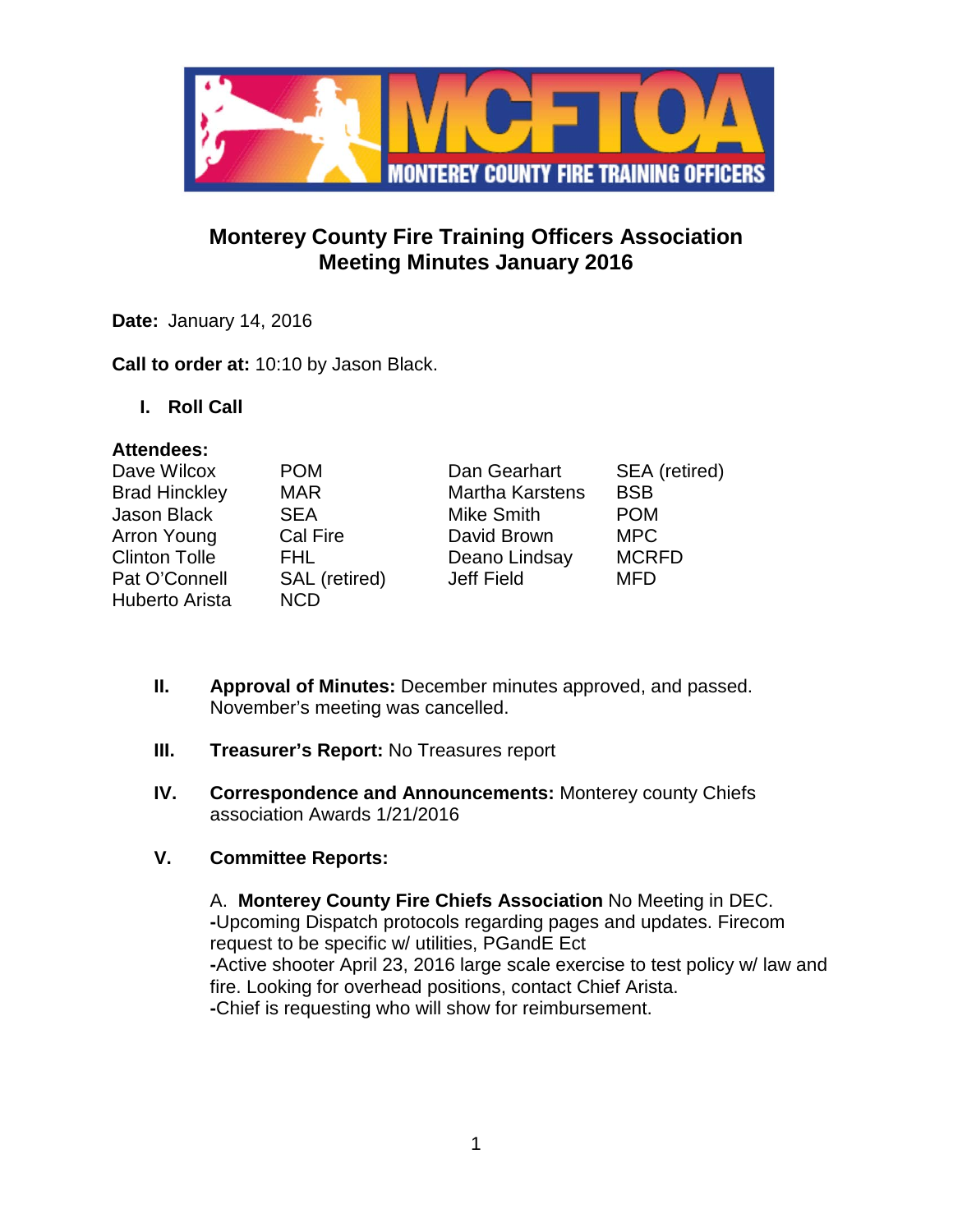# Monterey County Fire Training Officers Association
## Meeting Minutes January 2016

**Date:** January 14, 2016

**Call to order at:** 10:10 by Jason Black.

## I. Roll Call

**Attendees:**

| | | | |
|---|---|---|---|
| Dave Wilcox | POM | Dan Gearhart | SEA (retired) |
| Brad Hinckley | MAR | Martha Karstens | BSB |
| Jason Black | SEA | Mike Smith | POM |
| Arron Young | Cal Fire | David Brown | MPC |
| Clinton Tolle | FHL | Deano Lindsay | MCRFD |
| Pat O'Connell | SAL (retired) | Jeff Field | MFD |
| Huberto Arista | NCD | | |

## II. Approval of Minutes:

December minutes approved, and passed. November's meeting was cancelled.

## III. Treasurer's Report:

No Treasures report

## IV. Correspondence and Announcements:

Monterey county Chiefs association Awards 1/21/2016

## V. Committee Reports:

A. **Monterey County Fire Chiefs Association** No Meeting in DEC.

- Upcoming Dispatch protocols regarding pages and updates. Firecom request to be specific w/ utilities, PGandE Ect
- Active shooter April 23, 2016 large scale exercise to test policy w/ law and fire. Looking for overhead positions, contact Chief Arista.
- Chief is requesting who will show for reimbursement.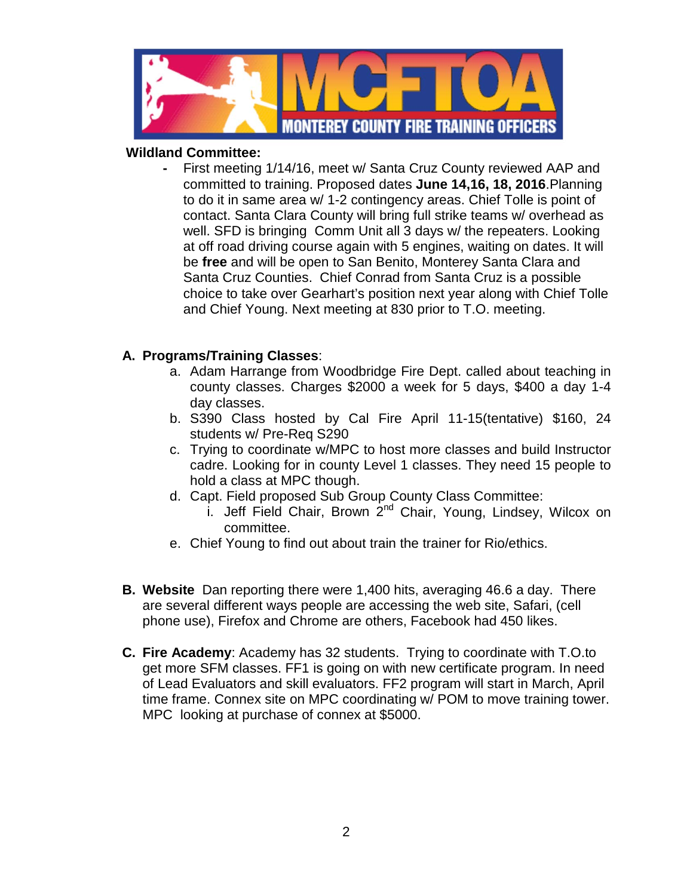**Wildland Committee:**

- First meeting 1/14/16, meet w/ Santa Cruz County reviewed AAP and committed to training. Proposed dates **June 14,16, 18, 2016**.Planning to do it in same area w/ 1-2 contingency areas. Chief Tolle is point of contact. Santa Clara County will bring full strike teams w/ overhead as well. SFD is bringing Comm Unit all 3 days w/ the repeaters. Looking at off road driving course again with 5 engines, waiting on dates. It will be **free** and will be open to San Benito, Monterey Santa Clara and Santa Cruz Counties. Chief Conrad from Santa Cruz is a possible choice to take over Gearhart's position next year along with Chief Tolle and Chief Young. Next meeting at 830 prior to T.O. meeting.

**A. Programs/Training Classes**:

a. Adam Harrange from Woodbridge Fire Dept. called about teaching in county classes. Charges $2000 a week for 5 days, $400 a day 1-4 day classes.

b. S390 Class hosted by Cal Fire April 11-15(tentative) $160, 24 students w/ Pre-Req S290

c. Trying to coordinate w/MPC to host more classes and build Instructor cadre. Looking for in county Level 1 classes. They need 15 people to hold a class at MPC though.

d. Capt. Field proposed Sub Group County Class Committee:

   i. Jeff Field Chair, Brown 2nd Chair, Young, Lindsey, Wilcox on committee.

e. Chief Young to find out about train the trainer for Rio/ethics.

**B. Website** Dan reporting there were 1,400 hits, averaging 46.6 a day. There are several different ways people are accessing the web site, Safari, (cell phone use), Firefox and Chrome are others, Facebook had 450 likes.

**C. Fire Academy**: Academy has 32 students. Trying to coordinate with T.O.to get more SFM classes. FF1 is going on with new certificate program. In need of Lead Evaluators and skill evaluators. FF2 program will start in March, April time frame. Connex site on MPC coordinating w/ POM to move training tower. MPC looking at purchase of connex at $5000.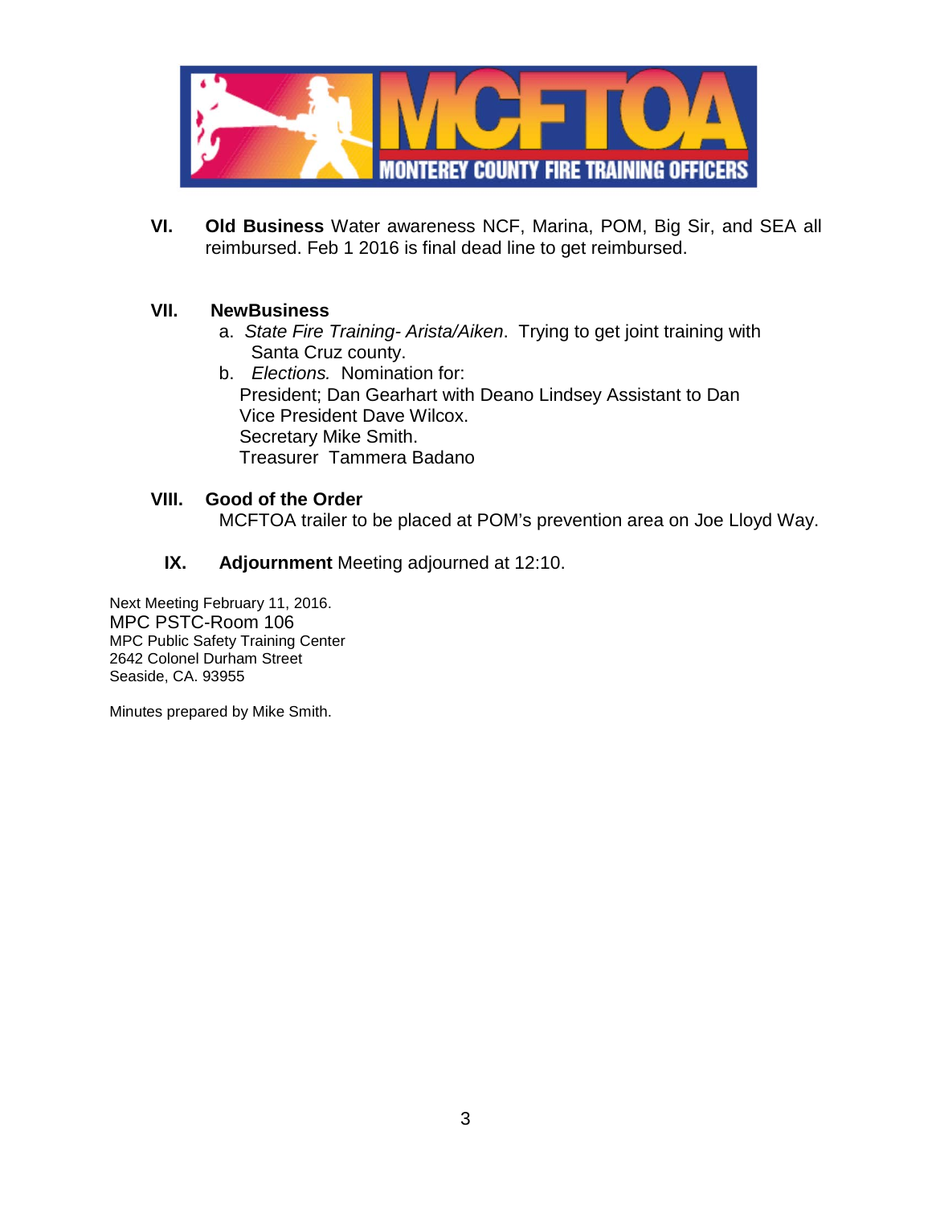MCFTOA

MONTEREY COUNTY FIRE TRAINING OFFICERS

**VI. Old Business** Water awareness NCF, Marina, POM, Big Sir, and SEA all reimbursed. Feb 1 2016 is final dead line to get reimbursed.

**VII. NewBusiness**

a. *State Fire Training- Arista/Aiken*. Trying to get joint training with Santa Cruz county.

b. *Elections.* Nomination for:
President; Dan Gearhart with Deano Lindsey Assistant to Dan
Vice President Dave Wilcox.
Secretary Mike Smith.
Treasurer Tammera Badano

**VIII. Good of the Order**

MCFTOA trailer to be placed at POM's prevention area on Joe Lloyd Way.

**IX. Adjournment** Meeting adjourned at 12:10.

Next Meeting February 11, 2016.
MPC PSTC-Room 106
MPC Public Safety Training Center
2642 Colonel Durham Street
Seaside, CA. 93955

Minutes prepared by Mike Smith.